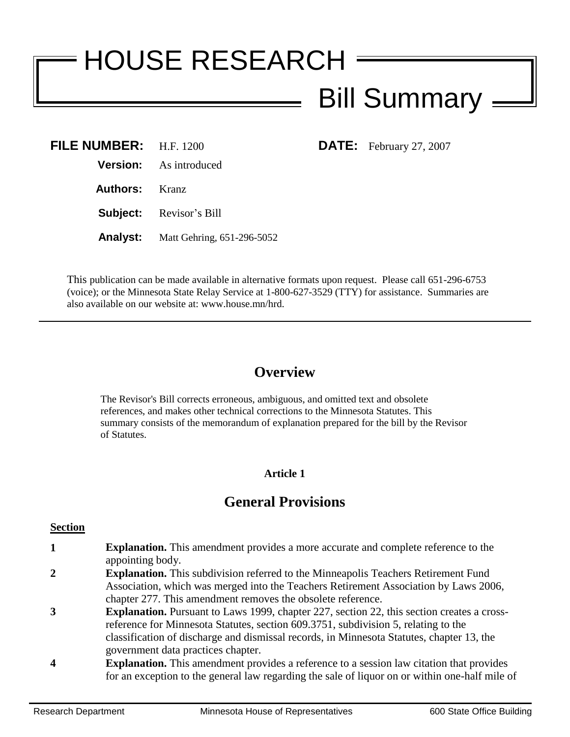# HOUSE RESEARCH

# Bill Summary

**FILE NUMBER:** H.F. 1200 **DATE:** February 27, 2007

**Version:** As introduced

**Authors:** Kranz

**Subject:** Revisor's Bill

**Analyst:** Matt Gehring, 651-296-5052

This publication can be made available in alternative formats upon request. Please call 651-296-6753 (voice); or the Minnesota State Relay Service at 1-800-627-3529 (TTY) for assistance. Summaries are also available on our website at: www.house.mn/hrd.

---

## Overview

The Revisor's Bill corrects erroneous, ambiguous, and omitted text and obsolete references, and makes other technical corrections to the Minnesota Statutes. This summary consists of the memorandum of explanation prepared for the bill by the Revisor of Statutes.

**Article 1**

## General Provisions

**Section**

**1** **Explanation.** This amendment provides a more accurate and complete reference to the appointing body.

**2** **Explanation.** This subdivision referred to the Minneapolis Teachers Retirement Fund Association, which was merged into the Teachers Retirement Association by Laws 2006, chapter 277. This amendment removes the obsolete reference.

**3** **Explanation.** Pursuant to Laws 1999, chapter 227, section 22, this section creates a cross-reference for Minnesota Statutes, section 609.3751, subdivision 5, relating to the classification of discharge and dismissal records, in Minnesota Statutes, chapter 13, the government data practices chapter.

**4** **Explanation.** This amendment provides a reference to a session law citation that provides for an exception to the general law regarding the sale of liquor on or within one-half mile of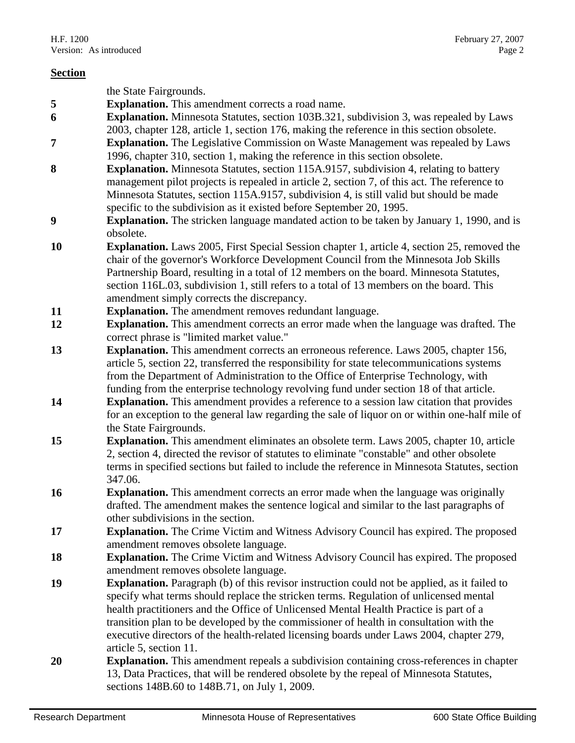**Section**

the State Fairgrounds.

**5** **Explanation.** This amendment corrects a road name.

**6** **Explanation.** Minnesota Statutes, section 103B.321, subdivision 3, was repealed by Laws 2003, chapter 128, article 1, section 176, making the reference in this section obsolete.

**7** **Explanation.** The Legislative Commission on Waste Management was repealed by Laws 1996, chapter 310, section 1, making the reference in this section obsolete.

**8** **Explanation.** Minnesota Statutes, section 115A.9157, subdivision 4, relating to battery management pilot projects is repealed in article 2, section 7, of this act. The reference to Minnesota Statutes, section 115A.9157, subdivision 4, is still valid but should be made specific to the subdivision as it existed before September 20, 1995.

**9** **Explanation.** The stricken language mandated action to be taken by January 1, 1990, and is obsolete.

**10** **Explanation.** Laws 2005, First Special Session chapter 1, article 4, section 25, removed the chair of the governor's Workforce Development Council from the Minnesota Job Skills Partnership Board, resulting in a total of 12 members on the board. Minnesota Statutes, section 116L.03, subdivision 1, still refers to a total of 13 members on the board. This amendment simply corrects the discrepancy.

**11** **Explanation.** The amendment removes redundant language.

**12** **Explanation.** This amendment corrects an error made when the language was drafted. The correct phrase is "limited market value."

**13** **Explanation.** This amendment corrects an erroneous reference. Laws 2005, chapter 156, article 5, section 22, transferred the responsibility for state telecommunications systems from the Department of Administration to the Office of Enterprise Technology, with funding from the enterprise technology revolving fund under section 18 of that article.

**14** **Explanation.** This amendment provides a reference to a session law citation that provides for an exception to the general law regarding the sale of liquor on or within one-half mile of the State Fairgrounds.

**15** **Explanation.** This amendment eliminates an obsolete term. Laws 2005, chapter 10, article 2, section 4, directed the revisor of statutes to eliminate "constable" and other obsolete terms in specified sections but failed to include the reference in Minnesota Statutes, section 347.06.

**16** **Explanation.** This amendment corrects an error made when the language was originally drafted. The amendment makes the sentence logical and similar to the last paragraphs of other subdivisions in the section.

**17** **Explanation.** The Crime Victim and Witness Advisory Council has expired. The proposed amendment removes obsolete language.

**18** **Explanation.** The Crime Victim and Witness Advisory Council has expired. The proposed amendment removes obsolete language.

**19** **Explanation.** Paragraph (b) of this revisor instruction could not be applied, as it failed to specify what terms should replace the stricken terms. Regulation of unlicensed mental health practitioners and the Office of Unlicensed Mental Health Practice is part of a transition plan to be developed by the commissioner of health in consultation with the executive directors of the health-related licensing boards under Laws 2004, chapter 279, article 5, section 11.

**20** **Explanation.** This amendment repeals a subdivision containing cross-references in chapter 13, Data Practices, that will be rendered obsolete by the repeal of Minnesota Statutes, sections 148B.60 to 148B.71, on July 1, 2009.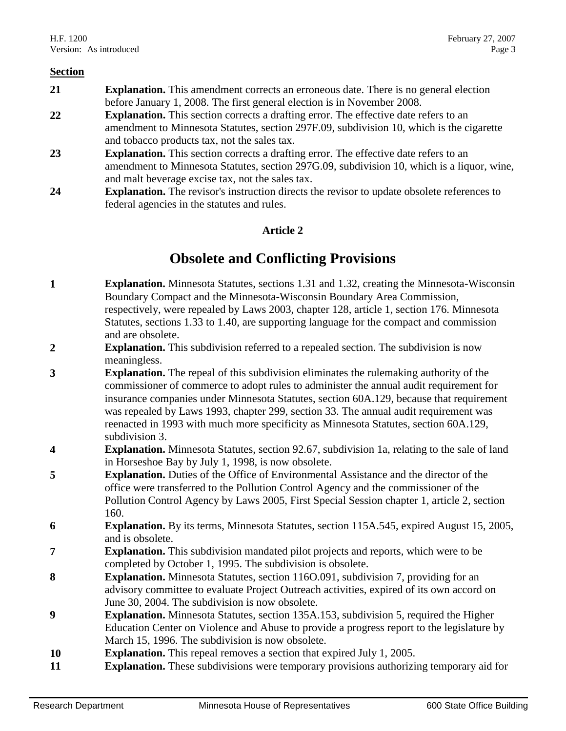**Section**

| | |
|---|---|
| **21** | **Explanation.** This amendment corrects an erroneous date. There is no general election before January 1, 2008. The first general election is in November 2008. |
| **22** | **Explanation.** This section corrects a drafting error. The effective date refers to an amendment to Minnesota Statutes, section 297F.09, subdivision 10, which is the cigarette and tobacco products tax, not the sales tax. |
| **23** | **Explanation.** This section corrects a drafting error. The effective date refers to an amendment to Minnesota Statutes, section 297G.09, subdivision 10, which is a liquor, wine, and malt beverage excise tax, not the sales tax. |
| **24** | **Explanation.** The revisor's instruction directs the revisor to update obsolete references to federal agencies in the statutes and rules. |

**Article 2**

# Obsolete and Conflicting Provisions

| | |
|---|---|
| **1** | **Explanation.** Minnesota Statutes, sections 1.31 and 1.32, creating the Minnesota-Wisconsin Boundary Compact and the Minnesota-Wisconsin Boundary Area Commission, respectively, were repealed by Laws 2003, chapter 128, article 1, section 176. Minnesota Statutes, sections 1.33 to 1.40, are supporting language for the compact and commission and are obsolete. |
| **2** | **Explanation.** This subdivision referred to a repealed section. The subdivision is now meaningless. |
| **3** | **Explanation.** The repeal of this subdivision eliminates the rulemaking authority of the commissioner of commerce to adopt rules to administer the annual audit requirement for insurance companies under Minnesota Statutes, section 60A.129, because that requirement was repealed by Laws 1993, chapter 299, section 33. The annual audit requirement was reenacted in 1993 with much more specificity as Minnesota Statutes, section 60A.129, subdivision 3. |
| **4** | **Explanation.** Minnesota Statutes, section 92.67, subdivision 1a, relating to the sale of land in Horseshoe Bay by July 1, 1998, is now obsolete. |
| **5** | **Explanation.** Duties of the Office of Environmental Assistance and the director of the office were transferred to the Pollution Control Agency and the commissioner of the Pollution Control Agency by Laws 2005, First Special Session chapter 1, article 2, section 160. |
| **6** | **Explanation.** By its terms, Minnesota Statutes, section 115A.545, expired August 15, 2005, and is obsolete. |
| **7** | **Explanation.** This subdivision mandated pilot projects and reports, which were to be completed by October 1, 1995. The subdivision is obsolete. |
| **8** | **Explanation.** Minnesota Statutes, section 116O.091, subdivision 7, providing for an advisory committee to evaluate Project Outreach activities, expired of its own accord on June 30, 2004. The subdivision is now obsolete. |
| **9** | **Explanation.** Minnesota Statutes, section 135A.153, subdivision 5, required the Higher Education Center on Violence and Abuse to provide a progress report to the legislature by March 15, 1996. The subdivision is now obsolete. |
| **10** | **Explanation.** This repeal removes a section that expired July 1, 2005. |
| **11** | **Explanation.** These subdivisions were temporary provisions authorizing temporary aid for |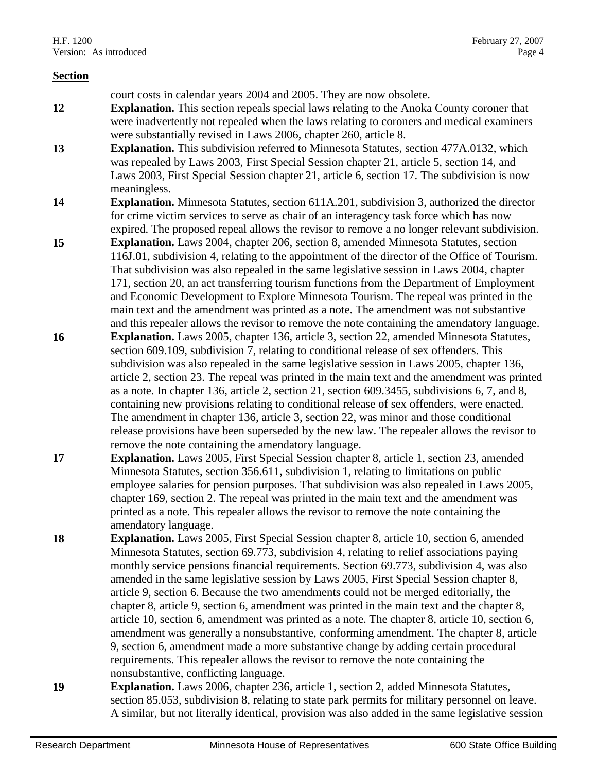**Section**

court costs in calendar years 2004 and 2005. They are now obsolete.

**12** **Explanation.** This section repeals special laws relating to the Anoka County coroner that were inadvertently not repealed when the laws relating to coroners and medical examiners were substantially revised in Laws 2006, chapter 260, article 8.

**13** **Explanation.** This subdivision referred to Minnesota Statutes, section 477A.0132, which was repealed by Laws 2003, First Special Session chapter 21, article 5, section 14, and Laws 2003, First Special Session chapter 21, article 6, section 17. The subdivision is now meaningless.

**14** **Explanation.** Minnesota Statutes, section 611A.201, subdivision 3, authorized the director for crime victim services to serve as chair of an interagency task force which has now expired. The proposed repeal allows the revisor to remove a no longer relevant subdivision.

**15** **Explanation.** Laws 2004, chapter 206, section 8, amended Minnesota Statutes, section 116J.01, subdivision 4, relating to the appointment of the director of the Office of Tourism. That subdivision was also repealed in the same legislative session in Laws 2004, chapter 171, section 20, an act transferring tourism functions from the Department of Employment and Economic Development to Explore Minnesota Tourism. The repeal was printed in the main text and the amendment was printed as a note. The amendment was not substantive and this repealer allows the revisor to remove the note containing the amendatory language.

**16** **Explanation.** Laws 2005, chapter 136, article 3, section 22, amended Minnesota Statutes, section 609.109, subdivision 7, relating to conditional release of sex offenders. This subdivision was also repealed in the same legislative session in Laws 2005, chapter 136, article 2, section 23. The repeal was printed in the main text and the amendment was printed as a note. In chapter 136, article 2, section 21, section 609.3455, subdivisions 6, 7, and 8, containing new provisions relating to conditional release of sex offenders, were enacted. The amendment in chapter 136, article 3, section 22, was minor and those conditional release provisions have been superseded by the new law. The repealer allows the revisor to remove the note containing the amendatory language.

**17** **Explanation.** Laws 2005, First Special Session chapter 8, article 1, section 23, amended Minnesota Statutes, section 356.611, subdivision 1, relating to limitations on public employee salaries for pension purposes. That subdivision was also repealed in Laws 2005, chapter 169, section 2. The repeal was printed in the main text and the amendment was printed as a note. This repealer allows the revisor to remove the note containing the amendatory language.

**18** **Explanation.** Laws 2005, First Special Session chapter 8, article 10, section 6, amended Minnesota Statutes, section 69.773, subdivision 4, relating to relief associations paying monthly service pensions financial requirements. Section 69.773, subdivision 4, was also amended in the same legislative session by Laws 2005, First Special Session chapter 8, article 9, section 6. Because the two amendments could not be merged editorially, the chapter 8, article 9, section 6, amendment was printed in the main text and the chapter 8, article 10, section 6, amendment was printed as a note. The chapter 8, article 10, section 6, amendment was generally a nonsubstantive, conforming amendment. The chapter 8, article 9, section 6, amendment made a more substantive change by adding certain procedural requirements. This repealer allows the revisor to remove the note containing the nonsubstantive, conflicting language.

**19** **Explanation.** Laws 2006, chapter 236, article 1, section 2, added Minnesota Statutes, section 85.053, subdivision 8, relating to state park permits for military personnel on leave. A similar, but not literally identical, provision was also added in the same legislative session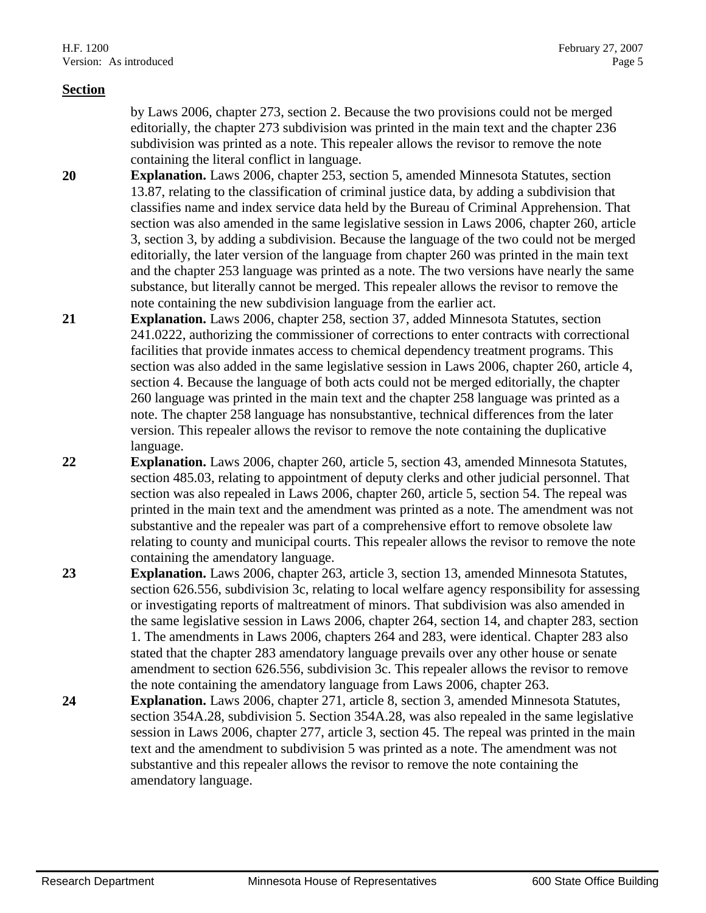**Section**

by Laws 2006, chapter 273, section 2. Because the two provisions could not be merged editorially, the chapter 273 subdivision was printed in the main text and the chapter 236 subdivision was printed as a note. This repealer allows the revisor to remove the note containing the literal conflict in language.

**20** **Explanation.** Laws 2006, chapter 253, section 5, amended Minnesota Statutes, section 13.87, relating to the classification of criminal justice data, by adding a subdivision that classifies name and index service data held by the Bureau of Criminal Apprehension. That section was also amended in the same legislative session in Laws 2006, chapter 260, article 3, section 3, by adding a subdivision. Because the language of the two could not be merged editorially, the later version of the language from chapter 260 was printed in the main text and the chapter 253 language was printed as a note. The two versions have nearly the same substance, but literally cannot be merged. This repealer allows the revisor to remove the note containing the new subdivision language from the earlier act.

**21** **Explanation.** Laws 2006, chapter 258, section 37, added Minnesota Statutes, section 241.0222, authorizing the commissioner of corrections to enter contracts with correctional facilities that provide inmates access to chemical dependency treatment programs. This section was also added in the same legislative session in Laws 2006, chapter 260, article 4, section 4. Because the language of both acts could not be merged editorially, the chapter 260 language was printed in the main text and the chapter 258 language was printed as a note. The chapter 258 language has nonsubstantive, technical differences from the later version. This repealer allows the revisor to remove the note containing the duplicative language.

**22** **Explanation.** Laws 2006, chapter 260, article 5, section 43, amended Minnesota Statutes, section 485.03, relating to appointment of deputy clerks and other judicial personnel. That section was also repealed in Laws 2006, chapter 260, article 5, section 54. The repeal was printed in the main text and the amendment was printed as a note. The amendment was not substantive and the repealer was part of a comprehensive effort to remove obsolete law relating to county and municipal courts. This repealer allows the revisor to remove the note containing the amendatory language.

**23** **Explanation.** Laws 2006, chapter 263, article 3, section 13, amended Minnesota Statutes, section 626.556, subdivision 3c, relating to local welfare agency responsibility for assessing or investigating reports of maltreatment of minors. That subdivision was also amended in the same legislative session in Laws 2006, chapter 264, section 14, and chapter 283, section 1. The amendments in Laws 2006, chapters 264 and 283, were identical. Chapter 283 also stated that the chapter 283 amendatory language prevails over any other house or senate amendment to section 626.556, subdivision 3c. This repealer allows the revisor to remove the note containing the amendatory language from Laws 2006, chapter 263.

**24** **Explanation.** Laws 2006, chapter 271, article 8, section 3, amended Minnesota Statutes, section 354A.28, subdivision 5. Section 354A.28, was also repealed in the same legislative session in Laws 2006, chapter 277, article 3, section 45. The repeal was printed in the main text and the amendment to subdivision 5 was printed as a note. The amendment was not substantive and this repealer allows the revisor to remove the note containing the amendatory language.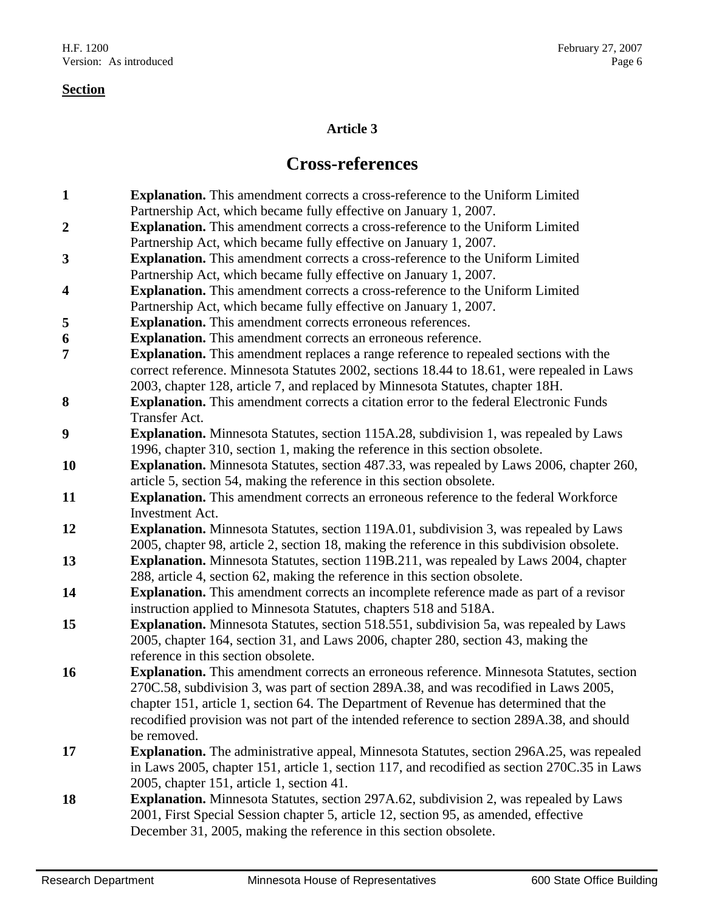**Section**

### Article 3

## Cross-references

| Section | Explanation |
| --- | --- |
| **1** | **Explanation.** This amendment corrects a cross-reference to the Uniform Limited Partnership Act, which became fully effective on January 1, 2007. |
| **2** | **Explanation.** This amendment corrects a cross-reference to the Uniform Limited Partnership Act, which became fully effective on January 1, 2007. |
| **3** | **Explanation.** This amendment corrects a cross-reference to the Uniform Limited Partnership Act, which became fully effective on January 1, 2007. |
| **4** | **Explanation.** This amendment corrects a cross-reference to the Uniform Limited Partnership Act, which became fully effective on January 1, 2007. |
| **5** | **Explanation.** This amendment corrects erroneous references. |
| **6** | **Explanation.** This amendment corrects an erroneous reference. |
| **7** | **Explanation.** This amendment replaces a range reference to repealed sections with the correct reference. Minnesota Statutes 2002, sections 18.44 to 18.61, were repealed in Laws 2003, chapter 128, article 7, and replaced by Minnesota Statutes, chapter 18H. |
| **8** | **Explanation.** This amendment corrects a citation error to the federal Electronic Funds Transfer Act. |
| **9** | **Explanation.** Minnesota Statutes, section 115A.28, subdivision 1, was repealed by Laws 1996, chapter 310, section 1, making the reference in this section obsolete. |
| **10** | **Explanation.** Minnesota Statutes, section 487.33, was repealed by Laws 2006, chapter 260, article 5, section 54, making the reference in this section obsolete. |
| **11** | **Explanation.** This amendment corrects an erroneous reference to the federal Workforce Investment Act. |
| **12** | **Explanation.** Minnesota Statutes, section 119A.01, subdivision 3, was repealed by Laws 2005, chapter 98, article 2, section 18, making the reference in this subdivision obsolete. |
| **13** | **Explanation.** Minnesota Statutes, section 119B.211, was repealed by Laws 2004, chapter 288, article 4, section 62, making the reference in this section obsolete. |
| **14** | **Explanation.** This amendment corrects an incomplete reference made as part of a revisor instruction applied to Minnesota Statutes, chapters 518 and 518A. |
| **15** | **Explanation.** Minnesota Statutes, section 518.551, subdivision 5a, was repealed by Laws 2005, chapter 164, section 31, and Laws 2006, chapter 280, section 43, making the reference in this section obsolete. |
| **16** | **Explanation.** This amendment corrects an erroneous reference. Minnesota Statutes, section 270C.58, subdivision 3, was part of section 289A.38, and was recodified in Laws 2005, chapter 151, article 1, section 64. The Department of Revenue has determined that the recodified provision was not part of the intended reference to section 289A.38, and should be removed. |
| **17** | **Explanation.** The administrative appeal, Minnesota Statutes, section 296A.25, was repealed in Laws 2005, chapter 151, article 1, section 117, and recodified as section 270C.35 in Laws 2005, chapter 151, article 1, section 41. |
| **18** | **Explanation.** Minnesota Statutes, section 297A.62, subdivision 2, was repealed by Laws 2001, First Special Session chapter 5, article 12, section 95, as amended, effective December 31, 2005, making the reference in this section obsolete. |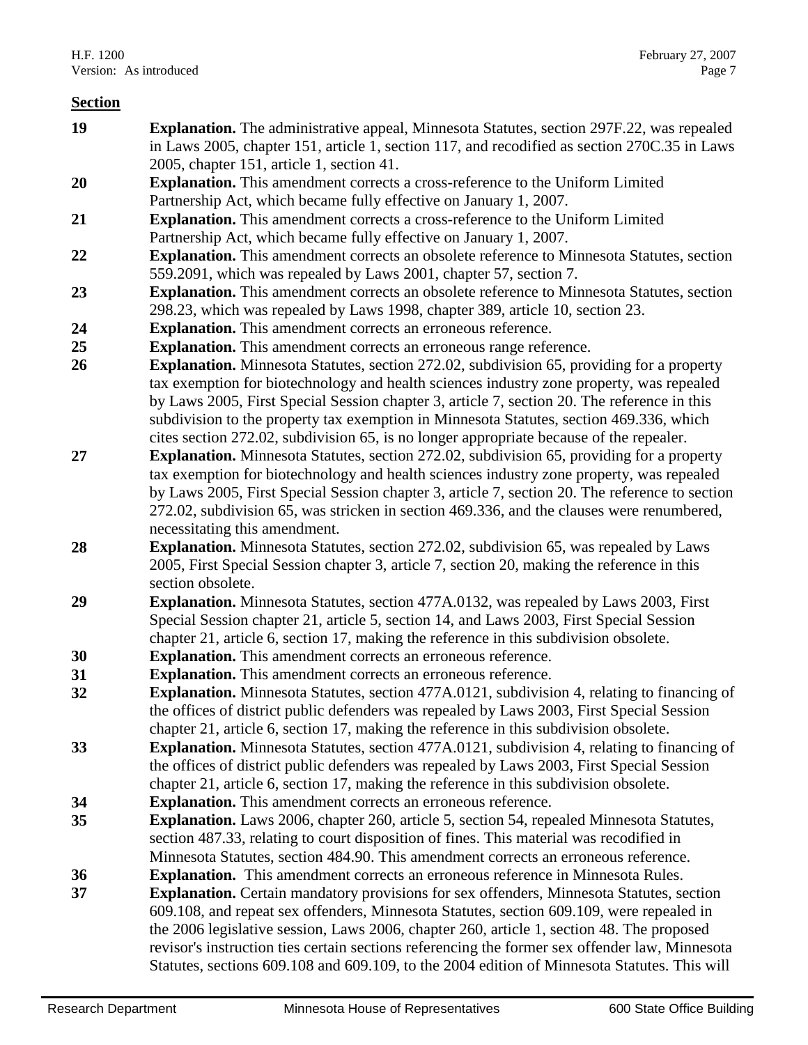**Section**

**19** **Explanation.** The administrative appeal, Minnesota Statutes, section 297F.22, was repealed in Laws 2005, chapter 151, article 1, section 117, and recodified as section 270C.35 in Laws 2005, chapter 151, article 1, section 41.

**20** **Explanation.** This amendment corrects a cross-reference to the Uniform Limited Partnership Act, which became fully effective on January 1, 2007.

**21** **Explanation.** This amendment corrects a cross-reference to the Uniform Limited Partnership Act, which became fully effective on January 1, 2007.

**22** **Explanation.** This amendment corrects an obsolete reference to Minnesota Statutes, section 559.2091, which was repealed by Laws 2001, chapter 57, section 7.

**23** **Explanation.** This amendment corrects an obsolete reference to Minnesota Statutes, section 298.23, which was repealed by Laws 1998, chapter 389, article 10, section 23.

**24** **Explanation.** This amendment corrects an erroneous reference.

**25** **Explanation.** This amendment corrects an erroneous range reference.

**26** **Explanation.** Minnesota Statutes, section 272.02, subdivision 65, providing for a property tax exemption for biotechnology and health sciences industry zone property, was repealed by Laws 2005, First Special Session chapter 3, article 7, section 20. The reference in this subdivision to the property tax exemption in Minnesota Statutes, section 469.336, which cites section 272.02, subdivision 65, is no longer appropriate because of the repealer.

**27** **Explanation.** Minnesota Statutes, section 272.02, subdivision 65, providing for a property tax exemption for biotechnology and health sciences industry zone property, was repealed by Laws 2005, First Special Session chapter 3, article 7, section 20. The reference to section 272.02, subdivision 65, was stricken in section 469.336, and the clauses were renumbered, necessitating this amendment.

**28** **Explanation.** Minnesota Statutes, section 272.02, subdivision 65, was repealed by Laws 2005, First Special Session chapter 3, article 7, section 20, making the reference in this section obsolete.

**29** **Explanation.** Minnesota Statutes, section 477A.0132, was repealed by Laws 2003, First Special Session chapter 21, article 5, section 14, and Laws 2003, First Special Session chapter 21, article 6, section 17, making the reference in this subdivision obsolete.

**30** **Explanation.** This amendment corrects an erroneous reference.

**31** **Explanation.** This amendment corrects an erroneous reference.

**32** **Explanation.** Minnesota Statutes, section 477A.0121, subdivision 4, relating to financing of the offices of district public defenders was repealed by Laws 2003, First Special Session chapter 21, article 6, section 17, making the reference in this subdivision obsolete.

**33** **Explanation.** Minnesota Statutes, section 477A.0121, subdivision 4, relating to financing of the offices of district public defenders was repealed by Laws 2003, First Special Session chapter 21, article 6, section 17, making the reference in this subdivision obsolete.

**34** **Explanation.** This amendment corrects an erroneous reference.

**35** **Explanation.** Laws 2006, chapter 260, article 5, section 54, repealed Minnesota Statutes, section 487.33, relating to court disposition of fines. This material was recodified in Minnesota Statutes, section 484.90. This amendment corrects an erroneous reference.

**36** **Explanation.** This amendment corrects an erroneous reference in Minnesota Rules.

**37** **Explanation.** Certain mandatory provisions for sex offenders, Minnesota Statutes, section 609.108, and repeat sex offenders, Minnesota Statutes, section 609.109, were repealed in the 2006 legislative session, Laws 2006, chapter 260, article 1, section 48. The proposed revisor's instruction ties certain sections referencing the former sex offender law, Minnesota Statutes, sections 609.108 and 609.109, to the 2004 edition of Minnesota Statutes. This will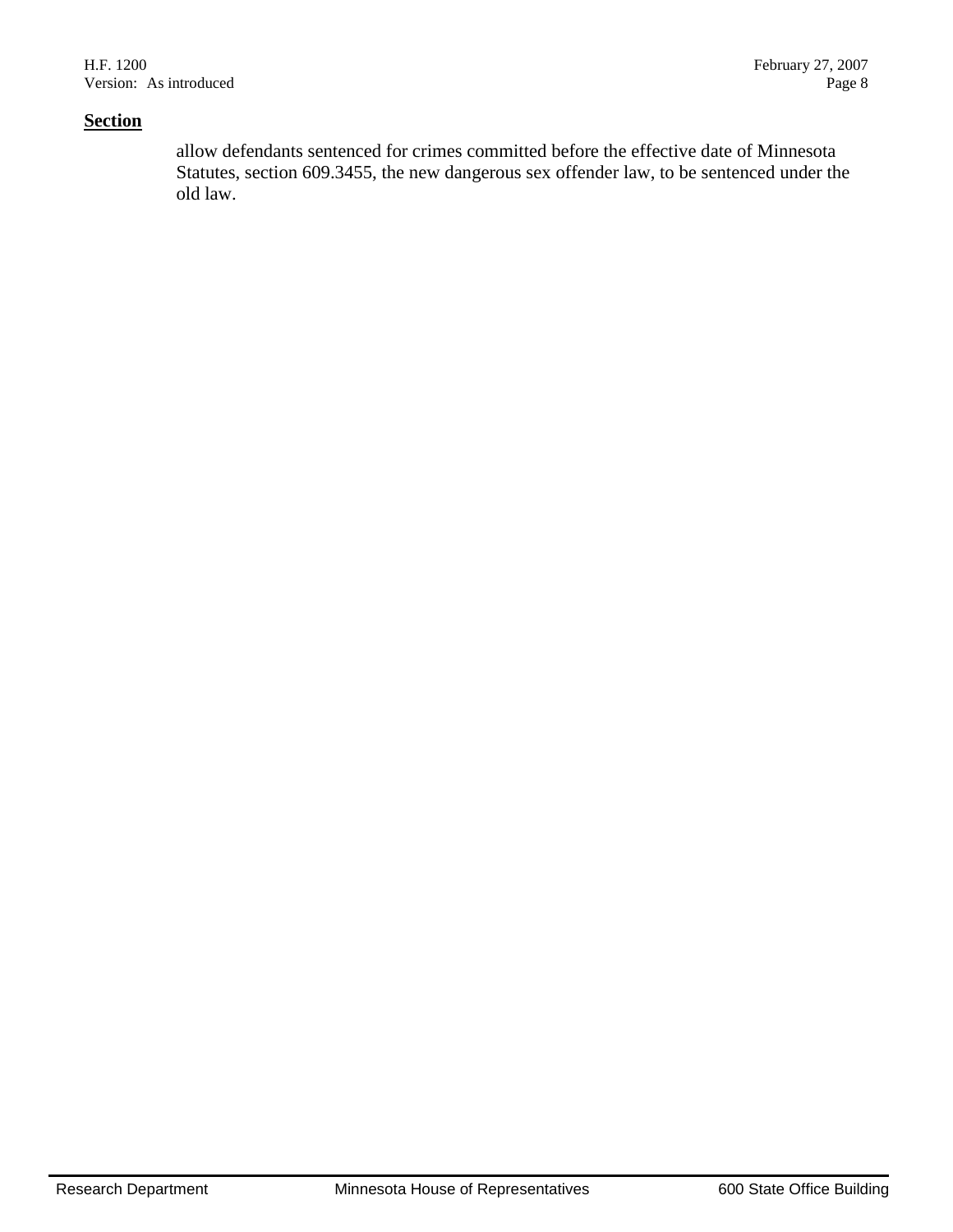**Section**

allow defendants sentenced for crimes committed before the effective date of Minnesota Statutes, section 609.3455, the new dangerous sex offender law, to be sentenced under the old law.